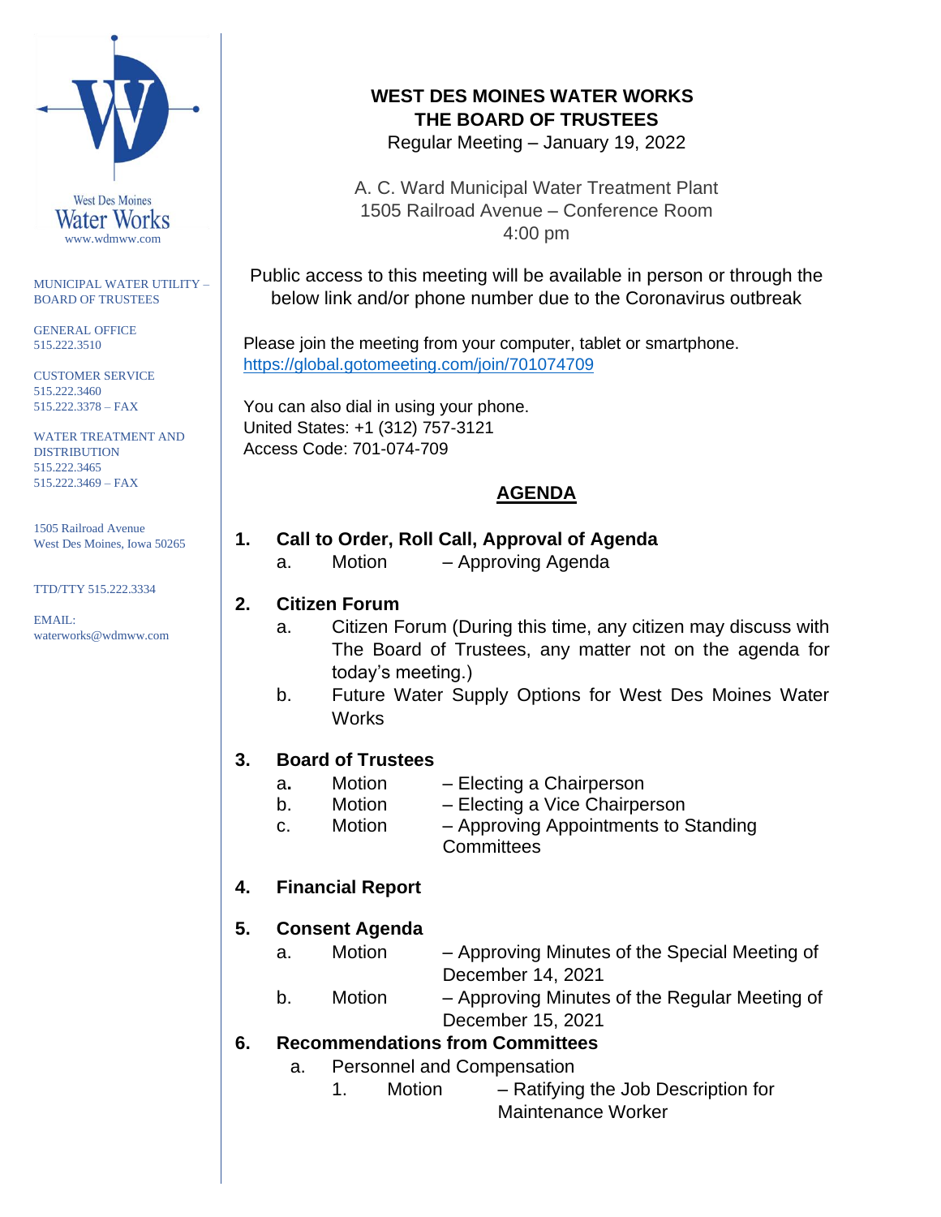West Des Moines Water Works
www.wdmww.com

MUNICIPAL WATER UTILITY – BOARD OF TRUSTEES

GENERAL OFFICE
515.222.3510

CUSTOMER SERVICE
515.222.3460
515.222.3378 – FAX

WATER TREATMENT AND DISTRIBUTION
515.222.3465
515.222.3469 – FAX

1505 Railroad Avenue
West Des Moines, Iowa 50265

TTD/TTY 515.222.3334

EMAIL:
waterworks@wdmww.com

# WEST DES MOINES WATER WORKS
# THE BOARD OF TRUSTEES

Regular Meeting – January 19, 2022

A. C. Ward Municipal Water Treatment Plant
1505 Railroad Avenue – Conference Room
4:00 pm

Public access to this meeting will be available in person or through the below link and/or phone number due to the Coronavirus outbreak

Please join the meeting from your computer, tablet or smartphone.
https://global.gotomeeting.com/join/701074709

You can also dial in using your phone.
United States: +1 (312) 757-3121
Access Code: 701-074-709

## AGENDA

1. **Call to Order, Roll Call, Approval of Agenda**
   - a. Motion – Approving Agenda

2. **Citizen Forum**
   - a. Citizen Forum (During this time, any citizen may discuss with The Board of Trustees, any matter not on the agenda for today's meeting.)
   - b. Future Water Supply Options for West Des Moines Water Works

3. **Board of Trustees**
   - a. Motion – Electing a Chairperson
   - b. Motion – Electing a Vice Chairperson
   - c. Motion – Approving Appointments to Standing Committees

4. **Financial Report**

5. **Consent Agenda**
   - a. Motion – Approving Minutes of the Special Meeting of December 14, 2021
   - b. Motion – Approving Minutes of the Regular Meeting of December 15, 2021

6. **Recommendations from Committees**
   - a. Personnel and Compensation
     1. Motion – Ratifying the Job Description for Maintenance Worker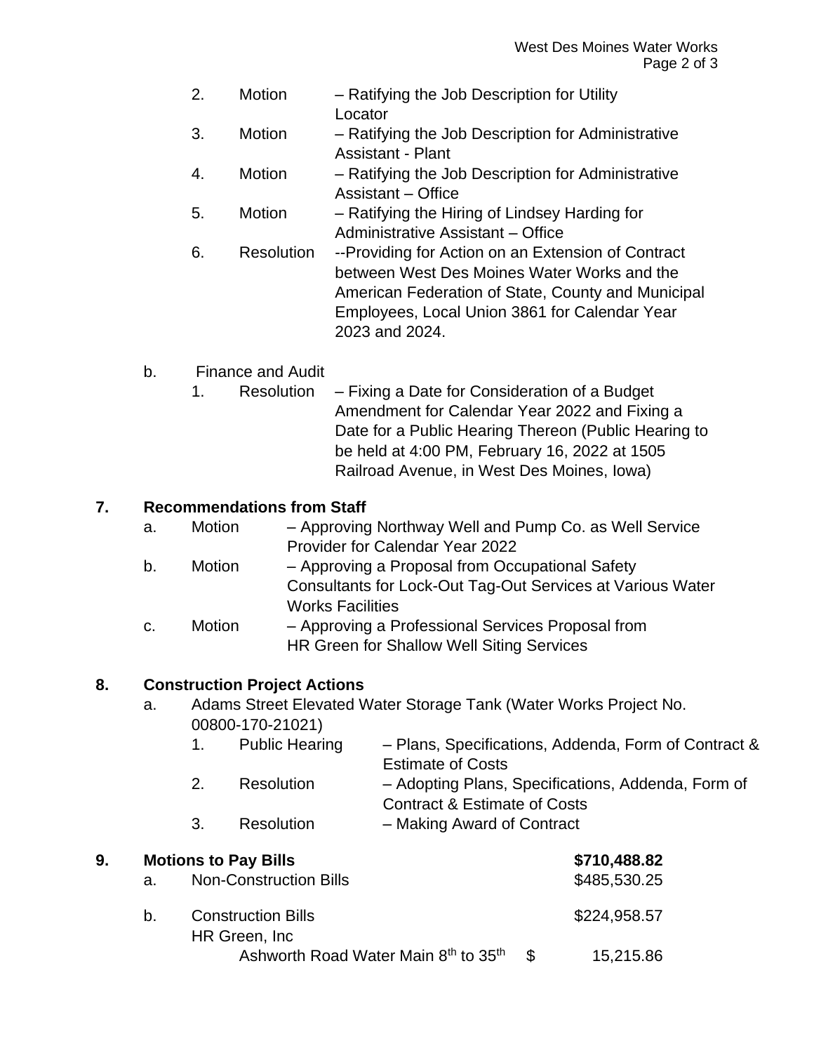2. Motion – Ratifying the Job Description for Utility Locator
3. Motion – Ratifying the Job Description for Administrative Assistant - Plant
4. Motion – Ratifying the Job Description for Administrative Assistant – Office
5. Motion – Ratifying the Hiring of Lindsey Harding for Administrative Assistant – Office
6. Resolution --Providing for Action on an Extension of Contract between West Des Moines Water Works and the American Federation of State, County and Municipal Employees, Local Union 3861 for Calendar Year 2023 and 2024.

b. Finance and Audit

1. Resolution – Fixing a Date for Consideration of a Budget Amendment for Calendar Year 2022 and Fixing a Date for a Public Hearing Thereon (Public Hearing to be held at 4:00 PM, February 16, 2022 at 1505 Railroad Avenue, in West Des Moines, Iowa)

**7. Recommendations from Staff**

a. Motion – Approving Northway Well and Pump Co. as Well Service Provider for Calendar Year 2022

b. Motion – Approving a Proposal from Occupational Safety Consultants for Lock-Out Tag-Out Services at Various Water Works Facilities

c. Motion – Approving a Professional Services Proposal from HR Green for Shallow Well Siting Services

**8. Construction Project Actions**

a. Adams Street Elevated Water Storage Tank (Water Works Project No. 00800-170-21021)

1. Public Hearing – Plans, Specifications, Addenda, Form of Contract & Estimate of Costs
2. Resolution – Adopting Plans, Specifications, Addenda, Form of Contract & Estimate of Costs
3. Resolution – Making Award of Contract

| **9. Motions to Pay Bills** | **$710,488.82** |
|---|---|
| a. Non-Construction Bills | $485,530.25 |
| b. Construction Bills | $224,958.57 |
| HR Green, Inc | |
| Ashworth Road Water Main 8th to 35th | $ 15,215.86 |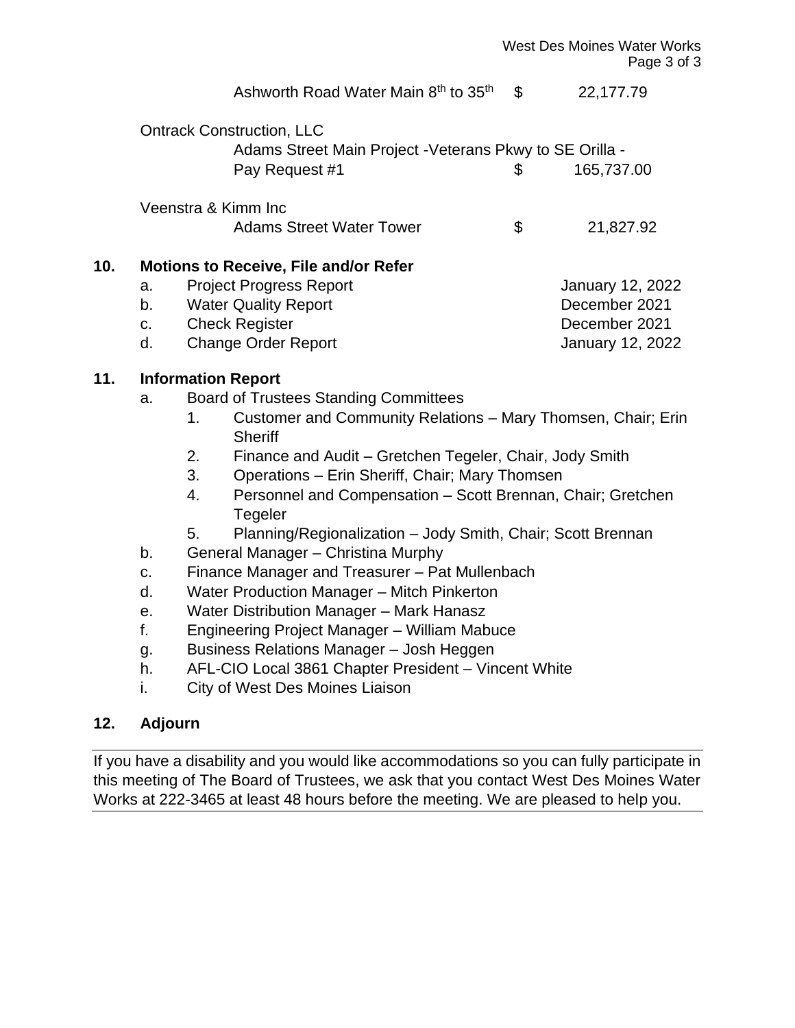| | | |
|---|---|---|
| Ashworth Road Water Main 8th to 35th | $ | 22,177.79 |
| **Ontrack Construction, LLC** | | |
| Adams Street Main Project -Veterans Pkwy to SE Orilla - Pay Request #1 | $ | 165,737.00 |
| **Veenstra & Kimm Inc** | | |
| Adams Street Water Tower | $ | 21,827.92 |

## 10. Motions to Receive, File and/or Refer

| | | |
|---|---|---|
| a. | Project Progress Report | January 12, 2022 |
| b. | Water Quality Report | December 2021 |
| c. | Check Register | December 2021 |
| d. | Change Order Report | January 12, 2022 |

## 11. Information Report

a. Board of Trustees Standing Committees
   1. Customer and Community Relations – Mary Thomsen, Chair; Erin Sheriff
   2. Finance and Audit – Gretchen Tegeler, Chair, Jody Smith
   3. Operations – Erin Sheriff, Chair; Mary Thomsen
   4. Personnel and Compensation – Scott Brennan, Chair; Gretchen Tegeler
   5. Planning/Regionalization – Jody Smith, Chair; Scott Brennan

b. General Manager – Christina Murphy

c. Finance Manager and Treasurer – Pat Mullenbach

d. Water Production Manager – Mitch Pinkerton

e. Water Distribution Manager – Mark Hanasz

f. Engineering Project Manager – William Mabuce

g. Business Relations Manager – Josh Heggen

h. AFL-CIO Local 3861 Chapter President – Vincent White

i. City of West Des Moines Liaison

## 12. Adjourn

---

If you have a disability and you would like accommodations so you can fully participate in this meeting of The Board of Trustees, we ask that you contact West Des Moines Water Works at 222-3465 at least 48 hours before the meeting. We are pleased to help you.

---